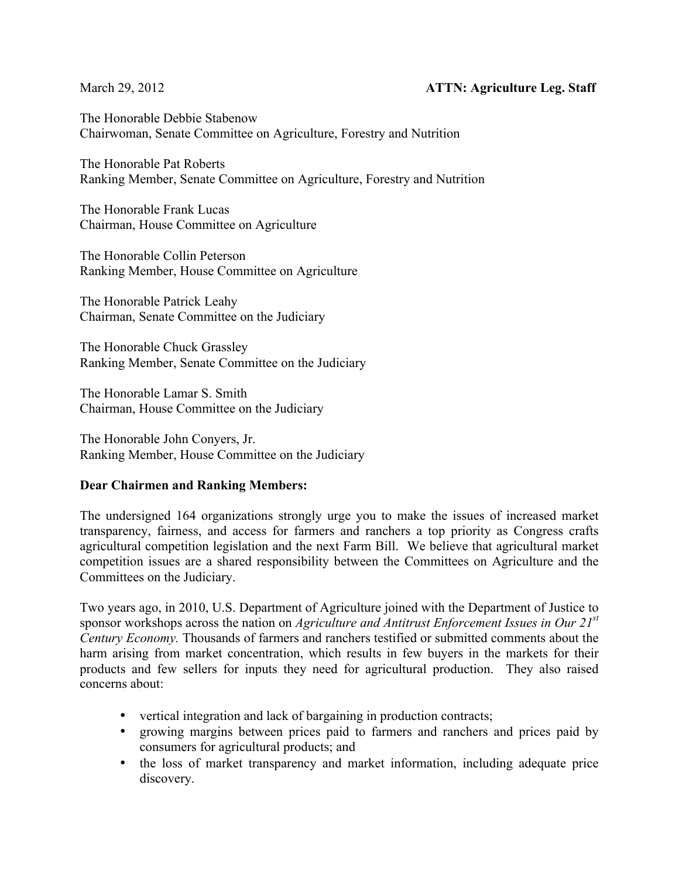March 29, 2012 **ATTN: Agriculture Leg. Staff**

The Honorable Debbie Stabenow
Chairwoman, Senate Committee on Agriculture, Forestry and Nutrition

The Honorable Pat Roberts
Ranking Member, Senate Committee on Agriculture, Forestry and Nutrition

The Honorable Frank Lucas
Chairman, House Committee on Agriculture

The Honorable Collin Peterson
Ranking Member, House Committee on Agriculture

The Honorable Patrick Leahy
Chairman, Senate Committee on the Judiciary

The Honorable Chuck Grassley
Ranking Member, Senate Committee on the Judiciary

The Honorable Lamar S. Smith
Chairman, House Committee on the Judiciary

The Honorable John Conyers, Jr.
Ranking Member, House Committee on the Judiciary

**Dear Chairmen and Ranking Members:**

The undersigned 164 organizations strongly urge you to make the issues of increased market transparency, fairness, and access for farmers and ranchers a top priority as Congress crafts agricultural competition legislation and the next Farm Bill. We believe that agricultural market competition issues are a shared responsibility between the Committees on Agriculture and the Committees on the Judiciary.

Two years ago, in 2010, U.S. Department of Agriculture joined with the Department of Justice to sponsor workshops across the nation on *Agriculture and Antitrust Enforcement Issues in Our 21st Century Economy.* Thousands of farmers and ranchers testified or submitted comments about the harm arising from market concentration, which results in few buyers in the markets for their products and few sellers for inputs they need for agricultural production. They also raised concerns about:

- vertical integration and lack of bargaining in production contracts;
- growing margins between prices paid to farmers and ranchers and prices paid by consumers for agricultural products; and
- the loss of market transparency and market information, including adequate price discovery.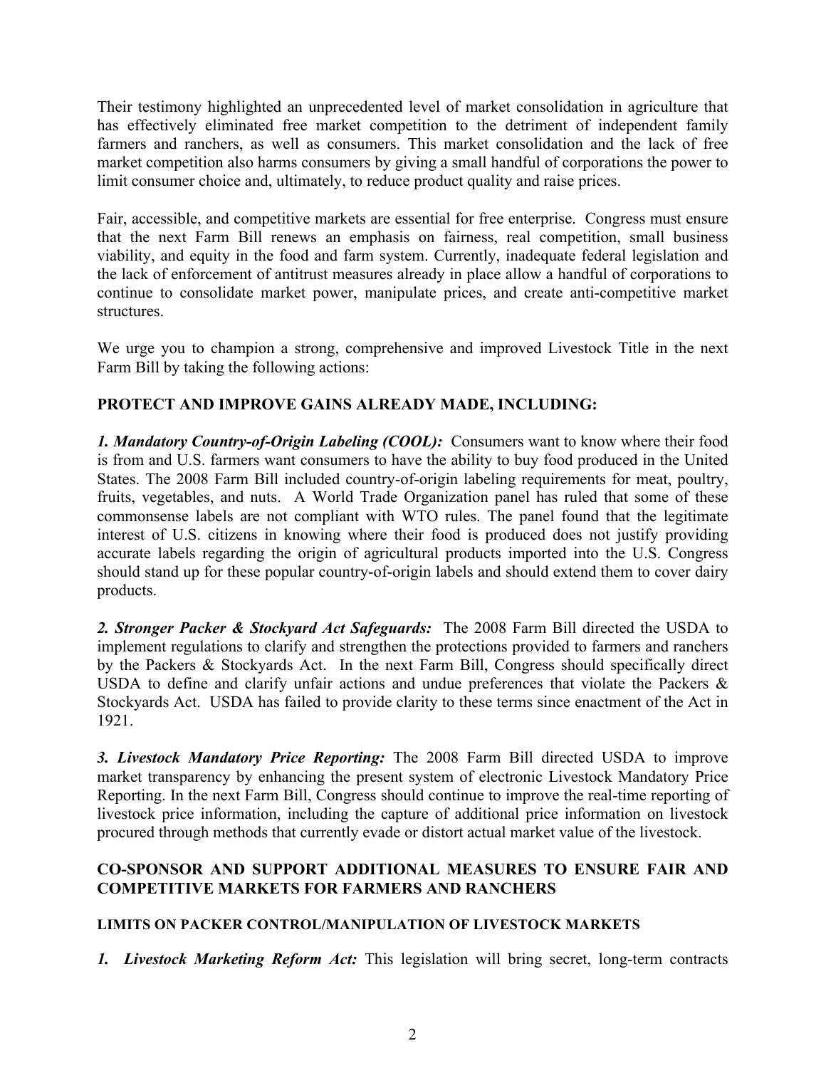Their testimony highlighted an unprecedented level of market consolidation in agriculture that has effectively eliminated free market competition to the detriment of independent family farmers and ranchers, as well as consumers. This market consolidation and the lack of free market competition also harms consumers by giving a small handful of corporations the power to limit consumer choice and, ultimately, to reduce product quality and raise prices.

Fair, accessible, and competitive markets are essential for free enterprise. Congress must ensure that the next Farm Bill renews an emphasis on fairness, real competition, small business viability, and equity in the food and farm system. Currently, inadequate federal legislation and the lack of enforcement of antitrust measures already in place allow a handful of corporations to continue to consolidate market power, manipulate prices, and create anti-competitive market structures.

We urge you to champion a strong, comprehensive and improved Livestock Title in the next Farm Bill by taking the following actions:

**PROTECT AND IMPROVE GAINS ALREADY MADE, INCLUDING:**

***1. Mandatory Country-of-Origin Labeling (COOL):*** Consumers want to know where their food is from and U.S. farmers want consumers to have the ability to buy food produced in the United States. The 2008 Farm Bill included country-of-origin labeling requirements for meat, poultry, fruits, vegetables, and nuts. A World Trade Organization panel has ruled that some of these commonsense labels are not compliant with WTO rules. The panel found that the legitimate interest of U.S. citizens in knowing where their food is produced does not justify providing accurate labels regarding the origin of agricultural products imported into the U.S. Congress should stand up for these popular country-of-origin labels and should extend them to cover dairy products.

***2. Stronger Packer & Stockyard Act Safeguards:*** The 2008 Farm Bill directed the USDA to implement regulations to clarify and strengthen the protections provided to farmers and ranchers by the Packers & Stockyards Act. In the next Farm Bill, Congress should specifically direct USDA to define and clarify unfair actions and undue preferences that violate the Packers & Stockyards Act. USDA has failed to provide clarity to these terms since enactment of the Act in 1921.

***3. Livestock Mandatory Price Reporting:*** The 2008 Farm Bill directed USDA to improve market transparency by enhancing the present system of electronic Livestock Mandatory Price Reporting. In the next Farm Bill, Congress should continue to improve the real-time reporting of livestock price information, including the capture of additional price information on livestock procured through methods that currently evade or distort actual market value of the livestock.

**CO-SPONSOR AND SUPPORT ADDITIONAL MEASURES TO ENSURE FAIR AND COMPETITIVE MARKETS FOR FARMERS AND RANCHERS**

**LIMITS ON PACKER CONTROL/MANIPULATION OF LIVESTOCK MARKETS**

***1. Livestock Marketing Reform Act:*** This legislation will bring secret, long-term contracts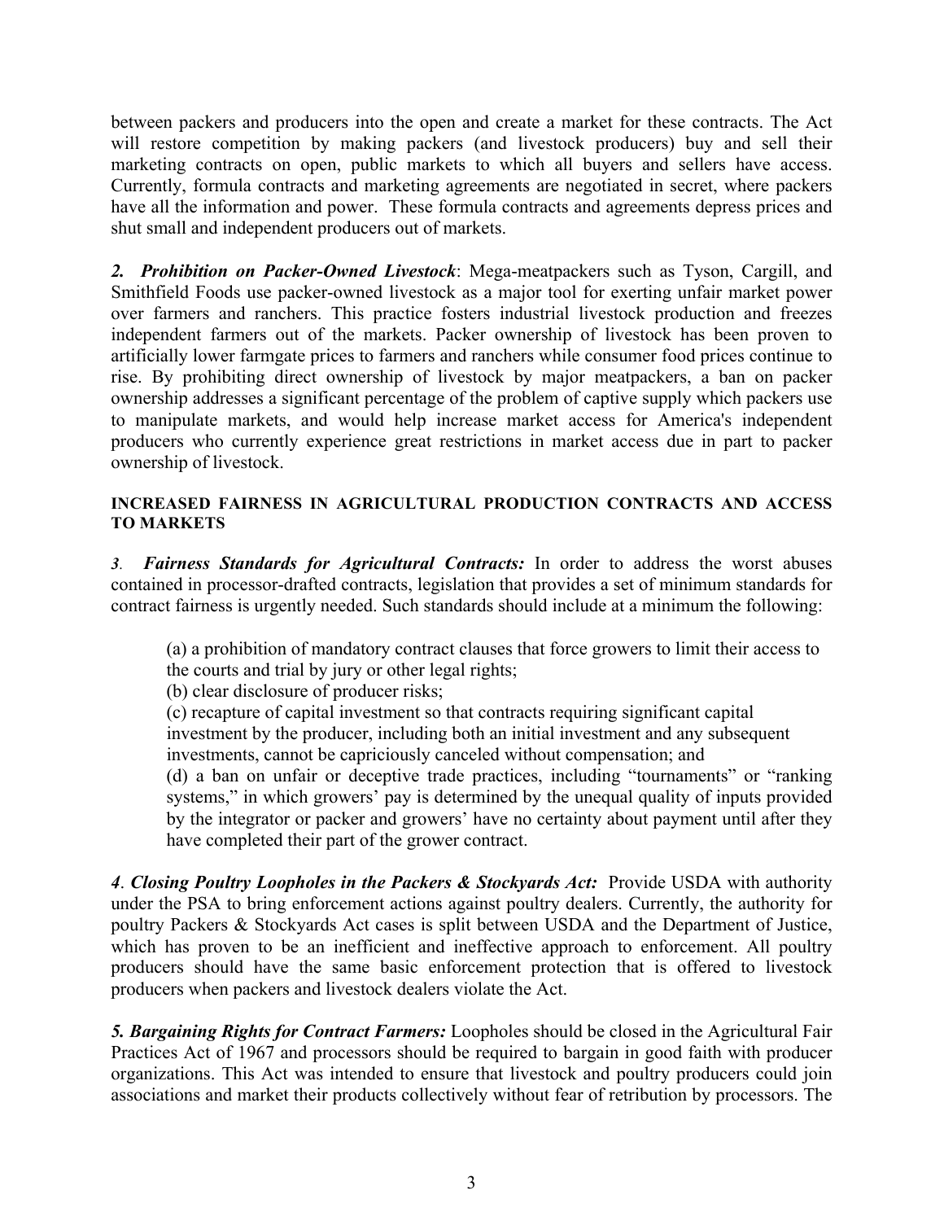between packers and producers into the open and create a market for these contracts. The Act will restore competition by making packers (and livestock producers) buy and sell their marketing contracts on open, public markets to which all buyers and sellers have access. Currently, formula contracts and marketing agreements are negotiated in secret, where packers have all the information and power. These formula contracts and agreements depress prices and shut small and independent producers out of markets.

***2. Prohibition on Packer-Owned Livestock***: Mega-meatpackers such as Tyson, Cargill, and Smithfield Foods use packer-owned livestock as a major tool for exerting unfair market power over farmers and ranchers. This practice fosters industrial livestock production and freezes independent farmers out of the markets. Packer ownership of livestock has been proven to artificially lower farmgate prices to farmers and ranchers while consumer food prices continue to rise. By prohibiting direct ownership of livestock by major meatpackers, a ban on packer ownership addresses a significant percentage of the problem of captive supply which packers use to manipulate markets, and would help increase market access for America's independent producers who currently experience great restrictions in market access due in part to packer ownership of livestock.

**INCREASED FAIRNESS IN AGRICULTURAL PRODUCTION CONTRACTS AND ACCESS TO MARKETS**

***3. Fairness Standards for Agricultural Contracts:*** In order to address the worst abuses contained in processor-drafted contracts, legislation that provides a set of minimum standards for contract fairness is urgently needed. Such standards should include at a minimum the following:

(a) a prohibition of mandatory contract clauses that force growers to limit their access to the courts and trial by jury or other legal rights;
(b) clear disclosure of producer risks;
(c) recapture of capital investment so that contracts requiring significant capital investment by the producer, including both an initial investment and any subsequent investments, cannot be capriciously canceled without compensation; and
(d) a ban on unfair or deceptive trade practices, including "tournaments" or "ranking systems," in which growers' pay is determined by the unequal quality of inputs provided by the integrator or packer and growers' have no certainty about payment until after they have completed their part of the grower contract.

***4. Closing Poultry Loopholes in the Packers & Stockyards Act:*** Provide USDA with authority under the PSA to bring enforcement actions against poultry dealers. Currently, the authority for poultry Packers & Stockyards Act cases is split between USDA and the Department of Justice, which has proven to be an inefficient and ineffective approach to enforcement. All poultry producers should have the same basic enforcement protection that is offered to livestock producers when packers and livestock dealers violate the Act.

***5. Bargaining Rights for Contract Farmers:*** Loopholes should be closed in the Agricultural Fair Practices Act of 1967 and processors should be required to bargain in good faith with producer organizations. This Act was intended to ensure that livestock and poultry producers could join associations and market their products collectively without fear of retribution by processors. The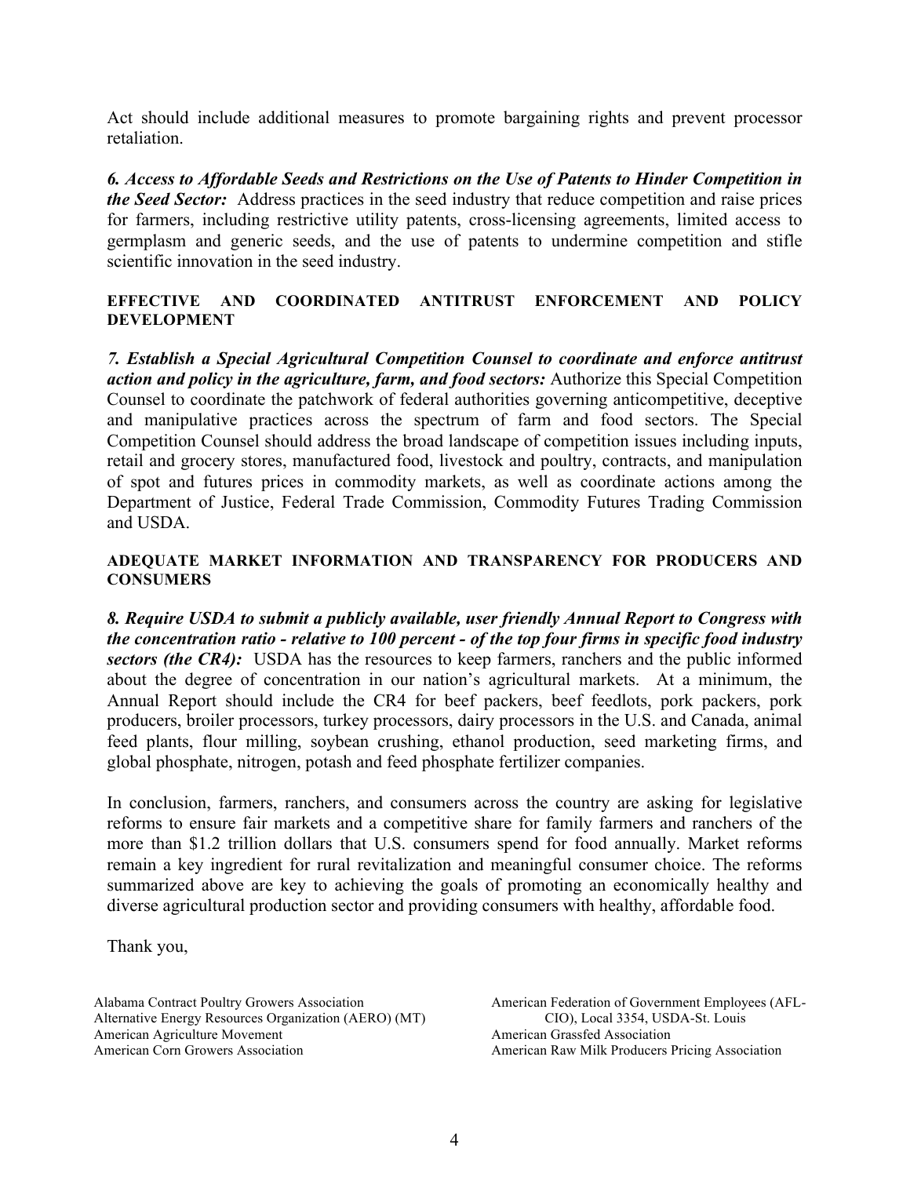Act should include additional measures to promote bargaining rights and prevent processor retaliation.

***6. Access to Affordable Seeds and Restrictions on the Use of Patents to Hinder Competition in the Seed Sector:*** Address practices in the seed industry that reduce competition and raise prices for farmers, including restrictive utility patents, cross-licensing agreements, limited access to germplasm and generic seeds, and the use of patents to undermine competition and stifle scientific innovation in the seed industry.

**EFFECTIVE AND COORDINATED ANTITRUST ENFORCEMENT AND POLICY DEVELOPMENT**

***7. Establish a Special Agricultural Competition Counsel to coordinate and enforce antitrust action and policy in the agriculture, farm, and food sectors:*** Authorize this Special Competition Counsel to coordinate the patchwork of federal authorities governing anticompetitive, deceptive and manipulative practices across the spectrum of farm and food sectors. The Special Competition Counsel should address the broad landscape of competition issues including inputs, retail and grocery stores, manufactured food, livestock and poultry, contracts, and manipulation of spot and futures prices in commodity markets, as well as coordinate actions among the Department of Justice, Federal Trade Commission, Commodity Futures Trading Commission and USDA.

**ADEQUATE MARKET INFORMATION AND TRANSPARENCY FOR PRODUCERS AND CONSUMERS**

***8. Require USDA to submit a publicly available, user friendly Annual Report to Congress with the concentration ratio - relative to 100 percent - of the top four firms in specific food industry sectors (the CR4):*** USDA has the resources to keep farmers, ranchers and the public informed about the degree of concentration in our nation's agricultural markets. At a minimum, the Annual Report should include the CR4 for beef packers, beef feedlots, pork packers, pork producers, broiler processors, turkey processors, dairy processors in the U.S. and Canada, animal feed plants, flour milling, soybean crushing, ethanol production, seed marketing firms, and global phosphate, nitrogen, potash and feed phosphate fertilizer companies.

In conclusion, farmers, ranchers, and consumers across the country are asking for legislative reforms to ensure fair markets and a competitive share for family farmers and ranchers of the more than $1.2 trillion dollars that U.S. consumers spend for food annually. Market reforms remain a key ingredient for rural revitalization and meaningful consumer choice. The reforms summarized above are key to achieving the goals of promoting an economically healthy and diverse agricultural production sector and providing consumers with healthy, affordable food.

Thank you,

Alabama Contract Poultry Growers Association
Alternative Energy Resources Organization (AERO) (MT)
American Agriculture Movement
American Corn Growers Association
American Federation of Government Employees (AFL-CIO), Local 3354, USDA-St. Louis
American Grassfed Association
American Raw Milk Producers Pricing Association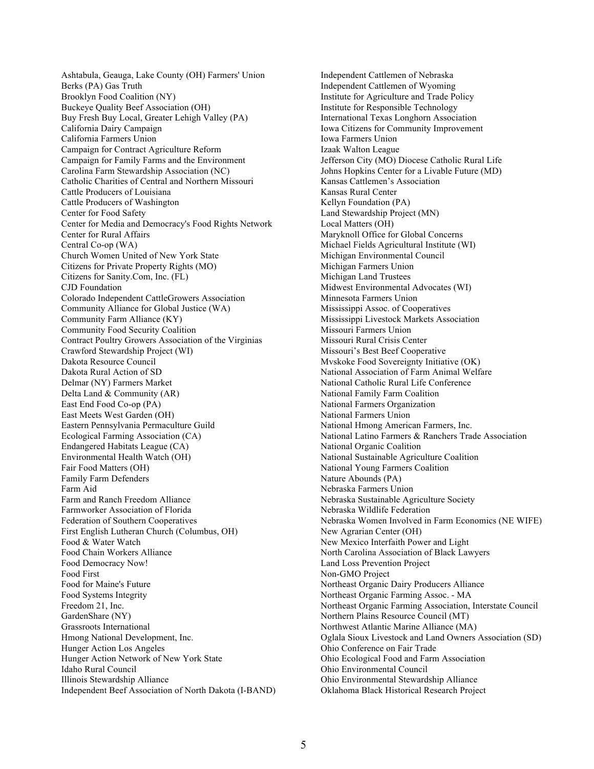Ashtabula, Geauga, Lake County (OH) Farmers' Union
Berks (PA) Gas Truth
Brooklyn Food Coalition (NY)
Buckeye Quality Beef Association (OH)
Buy Fresh Buy Local, Greater Lehigh Valley (PA)
California Dairy Campaign
California Farmers Union
Campaign for Contract Agriculture Reform
Campaign for Family Farms and the Environment
Carolina Farm Stewardship Association (NC)
Catholic Charities of Central and Northern Missouri
Cattle Producers of Louisiana
Cattle Producers of Washington
Center for Food Safety
Center for Media and Democracy's Food Rights Network
Center for Rural Affairs
Central Co-op (WA)
Church Women United of New York State
Citizens for Private Property Rights (MO)
Citizens for Sanity.Com, Inc. (FL)
CJD Foundation
Colorado Independent CattleGrowers Association
Community Alliance for Global Justice (WA)
Community Farm Alliance (KY)
Community Food Security Coalition
Contract Poultry Growers Association of the Virginias
Crawford Stewardship Project (WI)
Dakota Resource Council
Dakota Rural Action of SD
Delmar (NY) Farmers Market
Delta Land & Community (AR)
East End Food Co-op (PA)
East Meets West Garden (OH)
Eastern Pennsylvania Permaculture Guild
Ecological Farming Association (CA)
Endangered Habitats League (CA)
Environmental Health Watch (OH)
Fair Food Matters (OH)
Family Farm Defenders
Farm Aid
Farm and Ranch Freedom Alliance
Farmworker Association of Florida
Federation of Southern Cooperatives
First English Lutheran Church (Columbus, OH)
Food & Water Watch
Food Chain Workers Alliance
Food Democracy Now!
Food First
Food for Maine's Future
Food Systems Integrity
Freedom 21, Inc.
GardenShare (NY)
Grassroots International
Hmong National Development, Inc.
Hunger Action Los Angeles
Hunger Action Network of New York State
Idaho Rural Council
Illinois Stewardship Alliance
Independent Beef Association of North Dakota (I-BAND)
Independent Cattlemen of Nebraska
Independent Cattlemen of Wyoming
Institute for Agriculture and Trade Policy
Institute for Responsible Technology
International Texas Longhorn Association
Iowa Citizens for Community Improvement
Iowa Farmers Union
Izaak Walton League
Jefferson City (MO) Diocese Catholic Rural Life
Johns Hopkins Center for a Livable Future (MD)
Kansas Cattlemen's Association
Kansas Rural Center
Kellyn Foundation (PA)
Land Stewardship Project (MN)
Local Matters (OH)
Maryknoll Office for Global Concerns
Michael Fields Agricultural Institute (WI)
Michigan Environmental Council
Michigan Farmers Union
Michigan Land Trustees
Midwest Environmental Advocates (WI)
Minnesota Farmers Union
Mississippi Assoc. of Cooperatives
Mississippi Livestock Markets Association
Missouri Farmers Union
Missouri Rural Crisis Center
Missouri's Best Beef Cooperative
Mvskoke Food Sovereignty Initiative (OK)
National Association of Farm Animal Welfare
National Catholic Rural Life Conference
National Family Farm Coalition
National Farmers Organization
National Farmers Union
National Hmong American Farmers, Inc.
National Latino Farmers & Ranchers Trade Association
National Organic Coalition
National Sustainable Agriculture Coalition
National Young Farmers Coalition
Nature Abounds (PA)
Nebraska Farmers Union
Nebraska Sustainable Agriculture Society
Nebraska Wildlife Federation
Nebraska Women Involved in Farm Economics (NE WIFE)
New Agrarian Center (OH)
New Mexico Interfaith Power and Light
North Carolina Association of Black Lawyers
Land Loss Prevention Project
Non-GMO Project
Northeast Organic Dairy Producers Alliance
Northeast Organic Farming Assoc. - MA
Northeast Organic Farming Association, Interstate Council
Northern Plains Resource Council (MT)
Northwest Atlantic Marine Alliance (MA)
Oglala Sioux Livestock and Land Owners Association (SD)
Ohio Conference on Fair Trade
Ohio Ecological Food and Farm Association
Ohio Environmental Council
Ohio Environmental Stewardship Alliance
Oklahoma Black Historical Research Project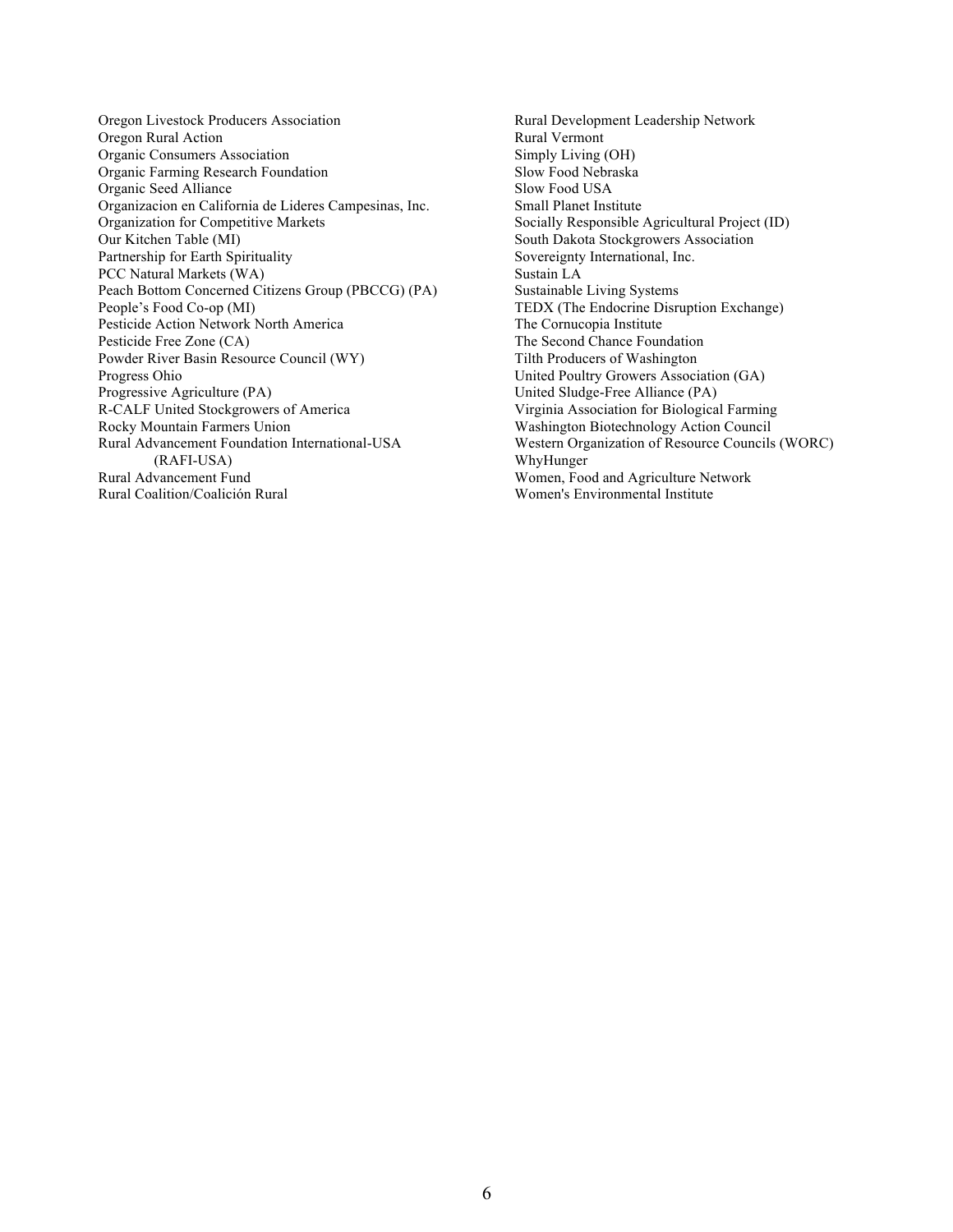Oregon Livestock Producers Association
Oregon Rural Action
Organic Consumers Association
Organic Farming Research Foundation
Organic Seed Alliance
Organizacion en California de Lideres Campesinas, Inc.
Organization for Competitive Markets
Our Kitchen Table (MI)
Partnership for Earth Spirituality
PCC Natural Markets (WA)
Peach Bottom Concerned Citizens Group (PBCCG) (PA)
People's Food Co-op (MI)
Pesticide Action Network North America
Pesticide Free Zone (CA)
Powder River Basin Resource Council (WY)
Progress Ohio
Progressive Agriculture (PA)
R-CALF United Stockgrowers of America
Rocky Mountain Farmers Union
Rural Advancement Foundation International-USA (RAFI-USA)
Rural Advancement Fund
Rural Coalition/Coalición Rural
Rural Development Leadership Network
Rural Vermont
Simply Living (OH)
Slow Food Nebraska
Slow Food USA
Small Planet Institute
Socially Responsible Agricultural Project (ID)
South Dakota Stockgrowers Association
Sovereignty International, Inc.
Sustain LA
Sustainable Living Systems
TEDX (The Endocrine Disruption Exchange)
The Cornucopia Institute
The Second Chance Foundation
Tilth Producers of Washington
United Poultry Growers Association (GA)
United Sludge-Free Alliance (PA)
Virginia Association for Biological Farming
Washington Biotechnology Action Council
Western Organization of Resource Councils (WORC)
WhyHunger
Women, Food and Agriculture Network
Women's Environmental Institute